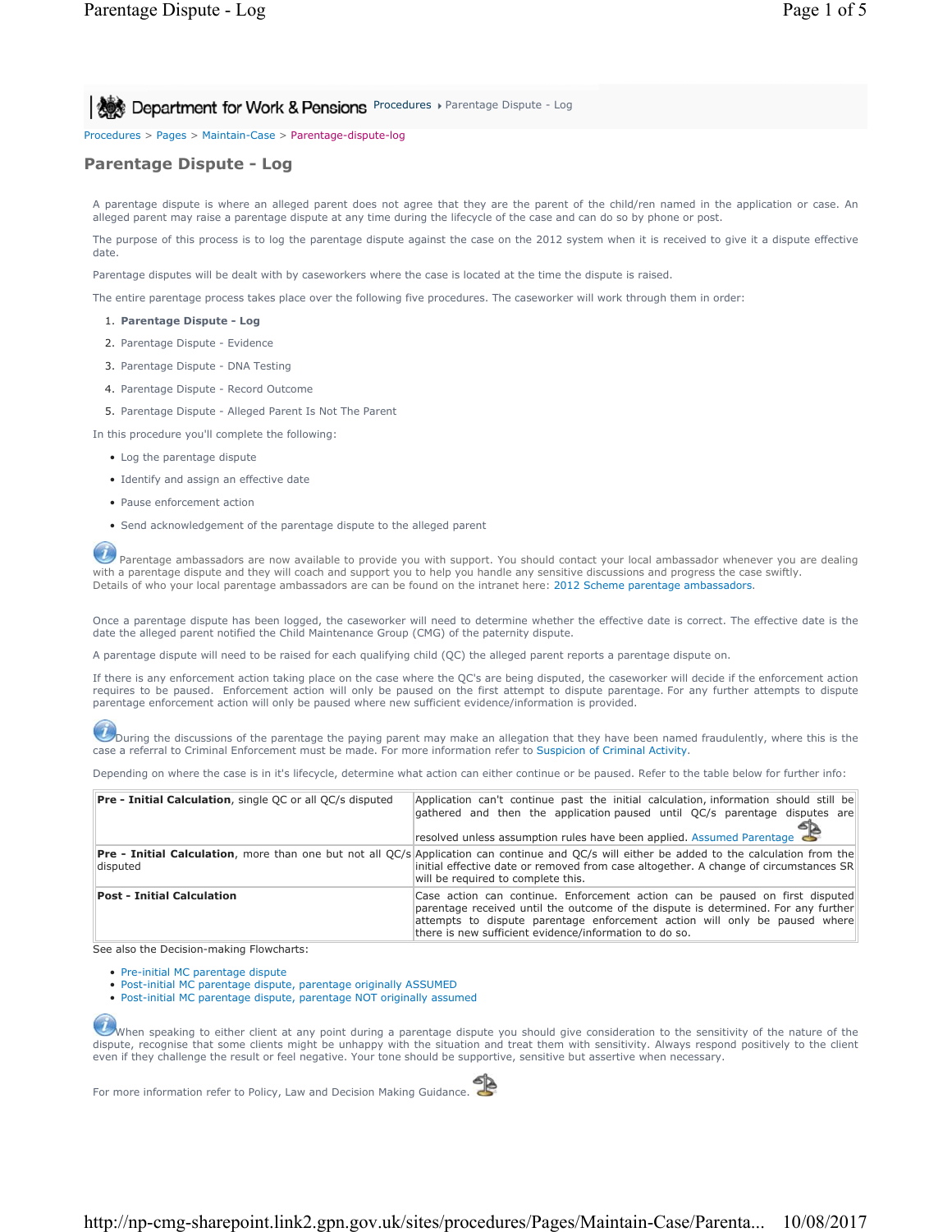Procedures ▸ Parentage Dispute - Log

Procedures > Pages > Maintain-Case > Parentage-dispute-log

# Parentage Dispute - Log

A parentage dispute is where an alleged parent does not agree that they are the parent of the child/ren named in the application or case. An alleged parent may raise a parentage dispute at any time during the lifecycle of the case and can do so by phone or post.

The purpose of this process is to log the parentage dispute against the case on the 2012 system when it is received to give it a dispute effective date.

Parentage disputes will be dealt with by caseworkers where the case is located at the time the dispute is raised.

The entire parentage process takes place over the following five procedures. The caseworker will work through them in order:

1. **Parentage Dispute - Log**
2. Parentage Dispute - Evidence
3. Parentage Dispute - DNA Testing
4. Parentage Dispute - Record Outcome
5. Parentage Dispute - Alleged Parent Is Not The Parent

In this procedure you'll complete the following:

- Log the parentage dispute
- Identify and assign an effective date
- Pause enforcement action
- Send acknowledgement of the parentage dispute to the alleged parent

Parentage ambassadors are now available to provide you with support. You should contact your local ambassador whenever you are dealing with a parentage dispute and they will coach and support you to help you handle any sensitive discussions and progress the case swiftly.
Details of who your local parentage ambassadors are can be found on the intranet here: 2012 Scheme parentage ambassadors.

Once a parentage dispute has been logged, the caseworker will need to determine whether the effective date is correct. The effective date is the date the alleged parent notified the Child Maintenance Group (CMG) of the paternity dispute.

A parentage dispute will need to be raised for each qualifying child (QC) the alleged parent reports a parentage dispute on.

If there is any enforcement action taking place on the case where the QC's are being disputed, the caseworker will decide if the enforcement action requires to be paused. Enforcement action will only be paused on the first attempt to dispute parentage. For any further attempts to dispute parentage enforcement action will only be paused where new sufficient evidence/information is provided.

During the discussions of the parentage the paying parent may make an allegation that they have been named fraudulently, where this is the case a referral to Criminal Enforcement must be made. For more information refer to Suspicion of Criminal Activity.

Depending on where the case is in it's lifecycle, determine what action can either continue or be paused. Refer to the table below for further info:

| | |
|---|---|
| **Pre - Initial Calculation**, single QC or all QC/s disputed | Application can't continue past the initial calculation, information should still be gathered and then the application paused until QC/s parentage disputes are resolved unless assumption rules have been applied. Assumed Parentage |
| **Pre - Initial Calculation**, more than one but not all QC/s disputed | Application can continue and QC/s will either be added to the calculation from the initial effective date or removed from case altogether. A change of circumstances SR will be required to complete this. |
| **Post - Initial Calculation** | Case action can continue. Enforcement action can be paused on first disputed parentage received until the outcome of the dispute is determined. For any further attempts to dispute parentage enforcement action will only be paused where there is new sufficient evidence/information to do so. |

See also the Decision-making Flowcharts:

- Pre-initial MC parentage dispute
- Post-initial MC parentage dispute, parentage originally ASSUMED
- Post-initial MC parentage dispute, parentage NOT originally assumed

When speaking to either client at any point during a parentage dispute you should give consideration to the sensitivity of the nature of the dispute, recognise that some clients might be unhappy with the situation and treat them with sensitivity. Always respond positively to the client even if they challenge the result or feel negative. Your tone should be supportive, sensitive but assertive when necessary.

For more information refer to Policy, Law and Decision Making Guidance.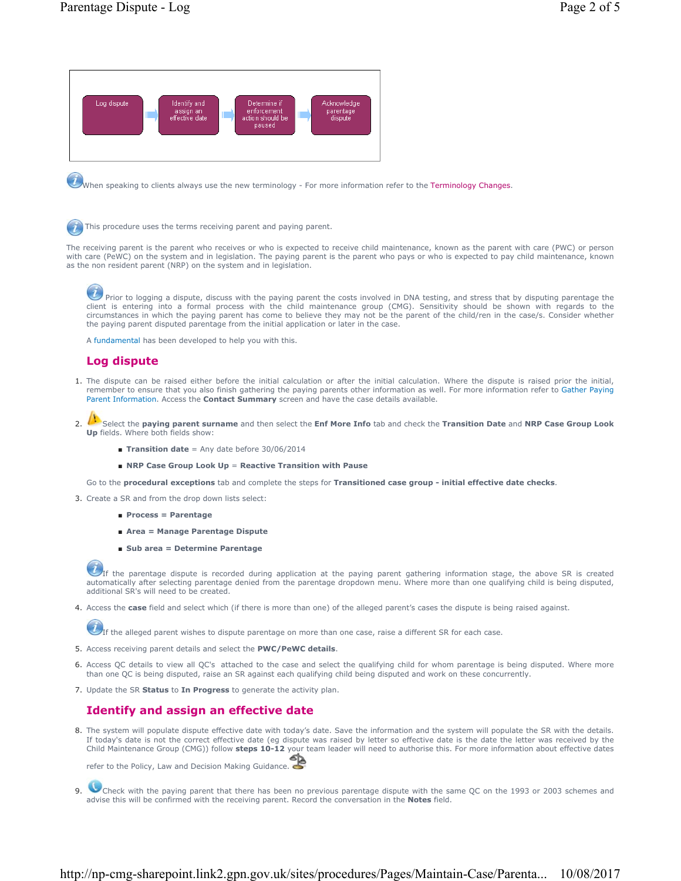Log dispute → Identify and assign an effective date → Determine if enforcement action should be paused → Acknowledge parentage dispute

When speaking to clients always use the new terminology - For more information refer to the Terminology Changes.

This procedure uses the terms receiving parent and paying parent.

The receiving parent is the parent who receives or who is expected to receive child maintenance, known as the parent with care (PWC) or person with care (PeWC) on the system and in legislation. The paying parent is the parent who pays or who is expected to pay child maintenance, known as the non resident parent (NRP) on the system and in legislation.

Prior to logging a dispute, discuss with the paying parent the costs involved in DNA testing, and stress that by disputing parentage the client is entering into a formal process with the child maintenance group (CMG). Sensitivity should be shown with regards to the circumstances in which the paying parent has come to believe they may not be the parent of the child/ren in the case/s. Consider whether the paying parent disputed parentage from the initial application or later in the case.

A fundamental has been developed to help you with this.

## Log dispute

1. The dispute can be raised either before the initial calculation or after the initial calculation. Where the dispute is raised prior the initial, remember to ensure that you also finish gathering the paying parents other information as well. For more information refer to Gather Paying Parent Information. Access the **Contact Summary** screen and have the case details available.
2. Select the **paying parent surname** and then select the **Enf More Info** tab and check the **Transition Date** and **NRP Case Group Look Up** fields. Where both fields show:
   - **Transition date** = Any date before 30/06/2014
   - **NRP Case Group Look Up** = **Reactive Transition with Pause**

   Go to the **procedural exceptions** tab and complete the steps for **Transitioned case group - initial effective date checks**.
3. Create a SR and from the drop down lists select:
   - **Process = Parentage**
   - **Area = Manage Parentage Dispute**
   - **Sub area = Determine Parentage**

   If the parentage dispute is recorded during application at the paying parent gathering information stage, the above SR is created automatically after selecting parentage denied from the parentage dropdown menu. Where more than one qualifying child is being disputed, additional SR's will need to be created.
4. Access the **case** field and select which (if there is more than one) of the alleged parent's cases the dispute is being raised against.

   If the alleged parent wishes to dispute parentage on more than one case, raise a different SR for each case.
5. Access receiving parent details and select the **PWC/PeWC details**.
6. Access QC details to view all QC's attached to the case and select the qualifying child for whom parentage is being disputed. Where more than one QC is being disputed, raise an SR against each qualifying child being disputed and work on these concurrently.
7. Update the SR **Status** to **In Progress** to generate the activity plan.

## Identify and assign an effective date

8. The system will populate dispute effective date with today's date. Save the information and the system will populate the SR with the details. If today's date is not the correct effective date (eg dispute was raised by letter so effective date is the date the letter was received by the Child Maintenance Group (CMG)) follow **steps 10-12** your team leader will need to authorise this. For more information about effective dates refer to the Policy, Law and Decision Making Guidance.
9. Check with the paying parent that there has been no previous parentage dispute with the same QC on the 1993 or 2003 schemes and advise this will be confirmed with the receiving parent. Record the conversation in the **Notes** field.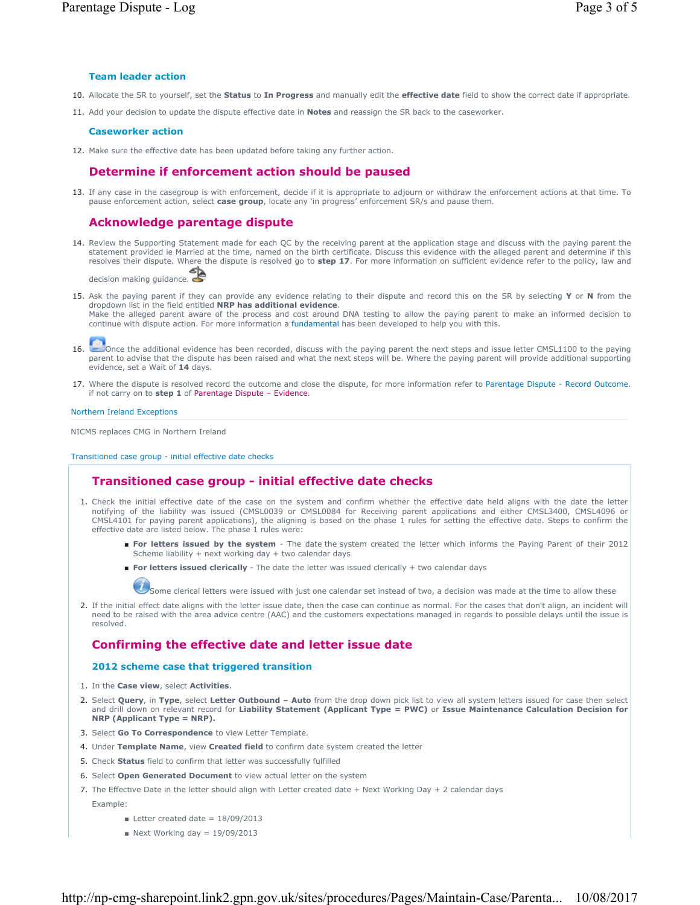### Team leader action

10. Allocate the SR to yourself, set the **Status** to **In Progress** and manually edit the **effective date** field to show the correct date if appropriate.
11. Add your decision to update the dispute effective date in **Notes** and reassign the SR back to the caseworker.

### Caseworker action

12. Make sure the effective date has been updated before taking any further action.

## Determine if enforcement action should be paused

13. If any case in the casegroup is with enforcement, decide if it is appropriate to adjourn or withdraw the enforcement actions at that time. To pause enforcement action, select **case group**, locate any 'in progress' enforcement SR/s and pause them.

## Acknowledge parentage dispute

14. Review the Supporting Statement made for each QC by the receiving parent at the application stage and discuss with the paying parent the statement provided ie Married at the time, named on the birth certificate. Discuss this evidence with the alleged parent and determine if this resolves their dispute. Where the dispute is resolved go to **step 17**. For more information on sufficient evidence refer to the policy, law and decision making guidance.
15. Ask the paying parent if they can provide any evidence relating to their dispute and record this on the SR by selecting **Y** or **N** from the dropdown list in the field entitled **NRP has additional evidence**.
    Make the alleged parent aware of the process and cost around DNA testing to allow the paying parent to make an informed decision to continue with dispute action. For more information a fundamental has been developed to help you with this.
16. Once the additional evidence has been recorded, discuss with the paying parent the next steps and issue letter CMSL1100 to the paying parent to advise that the dispute has been raised and what the next steps will be. Where the paying parent will provide additional supporting evidence, set a Wait of **14** days.
17. Where the dispute is resolved record the outcome and close the dispute, for more information refer to Parentage Dispute - Record Outcome. if not carry on to **step 1** of Parentage Dispute – Evidence.

Northern Ireland Exceptions

NICMS replaces CMG in Northern Ireland

Transitioned case group - initial effective date checks

## Transitioned case group - initial effective date checks

1. Check the initial effective date of the case on the system and confirm whether the effective date held aligns with the date the letter notifying of the liability was issued (CMSL0039 or CMSL0084 for Receiving parent applications and either CMSL3400, CMSL4096 or CMSL4101 for paying parent applications), the aligning is based on the phase 1 rules for setting the effective date. Steps to confirm the effective date are listed below. The phase 1 rules were:
   - **For letters issued by the system** - The date the system created the letter which informs the Paying Parent of their 2012 Scheme liability + next working day + two calendar days
   - **For letters issued clerically** - The date the letter was issued clerically + two calendar days

   Some clerical letters were issued with just one calendar set instead of two, a decision was made at the time to allow these
2. If the initial effect date aligns with the letter issue date, then the case can continue as normal. For the cases that don't align, an incident will need to be raised with the area advice centre (AAC) and the customers expectations managed in regards to possible delays until the issue is resolved.

## Confirming the effective date and letter issue date

### 2012 scheme case that triggered transition

1. In the **Case view**, select **Activities**.
2. Select **Query**, in **Type**, select **Letter Outbound – Auto** from the drop down pick list to view all system letters issued for case then select and drill down on relevant record for **Liability Statement (Applicant Type = PWC)** or **Issue Maintenance Calculation Decision for NRP (Applicant Type = NRP).**
3. Select **Go To Correspondence** to view Letter Template.
4. Under **Template Name**, view **Created field** to confirm date system created the letter
5. Check **Status** field to confirm that letter was successfully fulfilled
6. Select **Open Generated Document** to view actual letter on the system
7. The Effective Date in the letter should align with Letter created date + Next Working Day + 2 calendar days

   Example:

   - Letter created date = 18/09/2013
   - Next Working day = 19/09/2013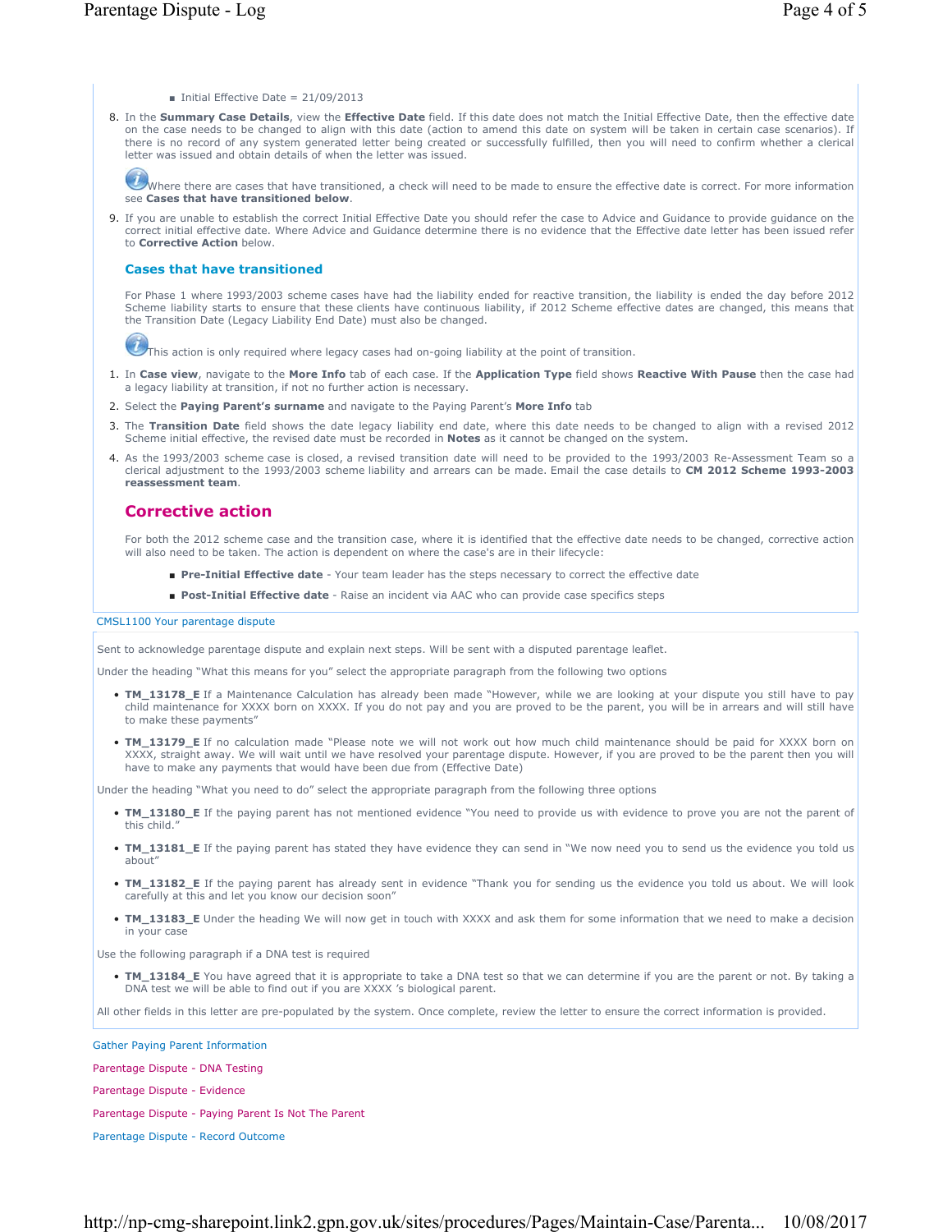- Initial Effective Date = 21/09/2013

8. In the **Summary Case Details**, view the **Effective Date** field. If this date does not match the Initial Effective Date, then the effective date on the case needs to be changed to align with this date (action to amend this date on system will be taken in certain case scenarios). If there is no record of any system generated letter being created or successfully fulfilled, then you will need to confirm whether a clerical letter was issued and obtain details of when the letter was issued.

   Where there are cases that have transitioned, a check will need to be made to ensure the effective date is correct. For more information see **Cases that have transitioned below**.

9. If you are unable to establish the correct Initial Effective Date you should refer the case to Advice and Guidance to provide guidance on the correct initial effective date. Where Advice and Guidance determine there is no evidence that the Effective date letter has been issued refer to **Corrective Action** below.

### Cases that have transitioned

For Phase 1 where 1993/2003 scheme cases have had the liability ended for reactive transition, the liability is ended the day before 2012 Scheme liability starts to ensure that these clients have continuous liability, if 2012 Scheme effective dates are changed, this means that the Transition Date (Legacy Liability End Date) must also be changed.

This action is only required where legacy cases had on-going liability at the point of transition.

1. In **Case view**, navigate to the **More Info** tab of each case. If the **Application Type** field shows **Reactive With Pause** then the case had a legacy liability at transition, if not no further action is necessary.
2. Select the **Paying Parent's surname** and navigate to the Paying Parent's **More Info** tab
3. The **Transition Date** field shows the date legacy liability end date, where this date needs to be changed to align with a revised 2012 Scheme initial effective, the revised date must be recorded in **Notes** as it cannot be changed on the system.
4. As the 1993/2003 scheme case is closed, a revised transition date will need to be provided to the 1993/2003 Re-Assessment Team so a clerical adjustment to the 1993/2003 scheme liability and arrears can be made. Email the case details to **CM 2012 Scheme 1993-2003 reassessment team**.

## Corrective action

For both the 2012 scheme case and the transition case, where it is identified that the effective date needs to be changed, corrective action will also need to be taken. The action is dependent on where the case's are in their lifecycle:

- **Pre-Initial Effective date** - Your team leader has the steps necessary to correct the effective date
- **Post-Initial Effective date** - Raise an incident via AAC who can provide case specifics steps

CMSL1100 Your parentage dispute

Sent to acknowledge parentage dispute and explain next steps. Will be sent with a disputed parentage leaflet.

Under the heading "What this means for you" select the appropriate paragraph from the following two options

- **TM_13178_E** If a Maintenance Calculation has already been made "However, while we are looking at your dispute you still have to pay child maintenance for XXXX born on XXXX. If you do not pay and you are proved to be the parent, you will be in arrears and will still have to make these payments"
- **TM_13179_E** If no calculation made "Please note we will not work out how much child maintenance should be paid for XXXX born on XXXX, straight away. We will wait until we have resolved your parentage dispute. However, if you are proved to be the parent then you will have to make any payments that would have been due from (Effective Date)

Under the heading "What you need to do" select the appropriate paragraph from the following three options

- **TM_13180_E** If the paying parent has not mentioned evidence "You need to provide us with evidence to prove you are not the parent of this child."
- **TM_13181_E** If the paying parent has stated they have evidence they can send in "We now need you to send us the evidence you told us about"
- **TM_13182_E** If the paying parent has already sent in evidence "Thank you for sending us the evidence you told us about. We will look carefully at this and let you know our decision soon"
- **TM_13183_E** Under the heading We will now get in touch with XXXX and ask them for some information that we need to make a decision in your case

Use the following paragraph if a DNA test is required

- **TM_13184_E** You have agreed that it is appropriate to take a DNA test so that we can determine if you are the parent or not. By taking a DNA test we will be able to find out if you are XXXX 's biological parent.

All other fields in this letter are pre-populated by the system. Once complete, review the letter to ensure the correct information is provided.

Gather Paying Parent Information

Parentage Dispute - DNA Testing

Parentage Dispute - Evidence

Parentage Dispute - Paying Parent Is Not The Parent

Parentage Dispute - Record Outcome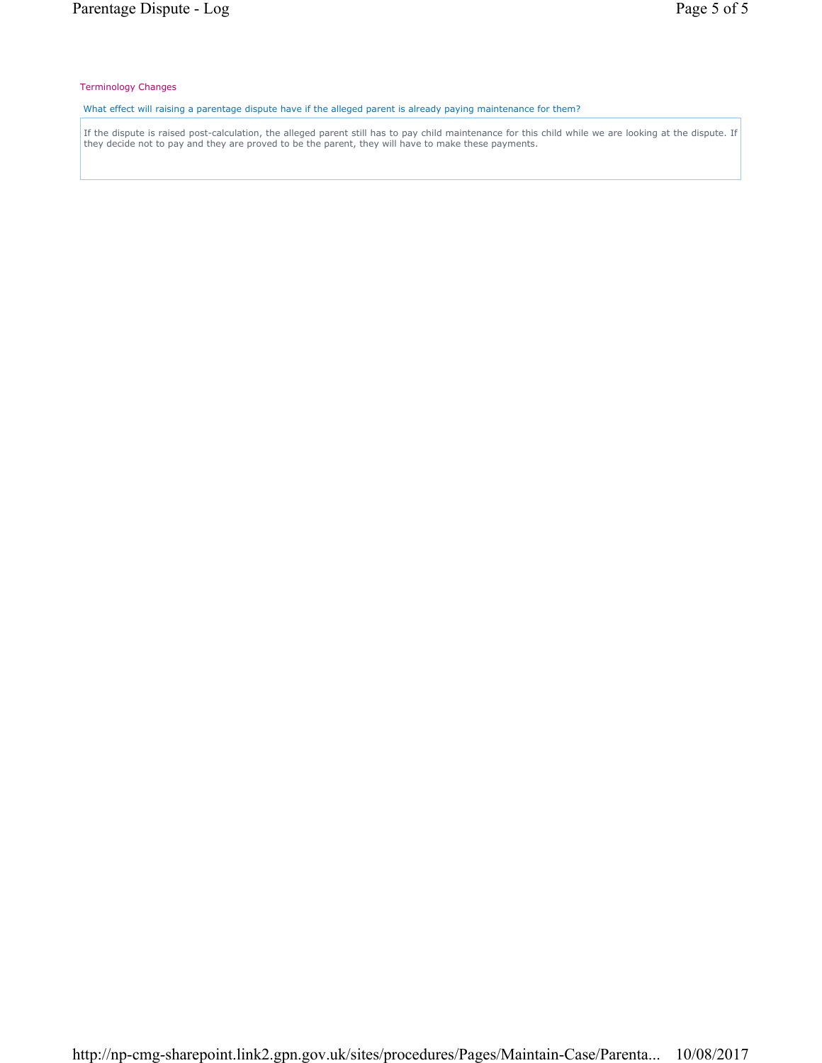Terminology Changes

What effect will raising a parentage dispute have if the alleged parent is already paying maintenance for them?

If the dispute is raised post-calculation, the alleged parent still has to pay child maintenance for this child while we are looking at the dispute. If they decide not to pay and they are proved to be the parent, they will have to make these payments.